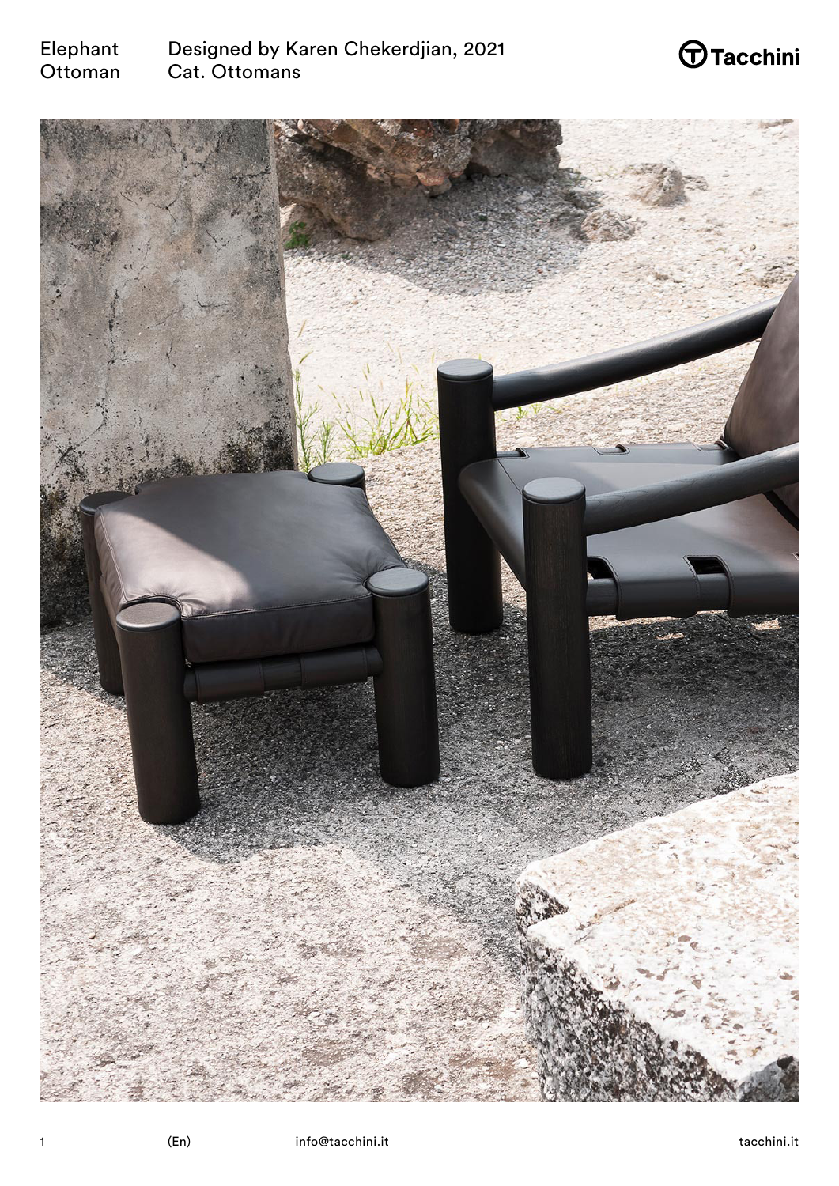Elephant Ottoman

Designed by Karen Chekerdjian, 2021
Cat. Ottomans

Tacchini

(En)

info@tacchini.it

tacchini.it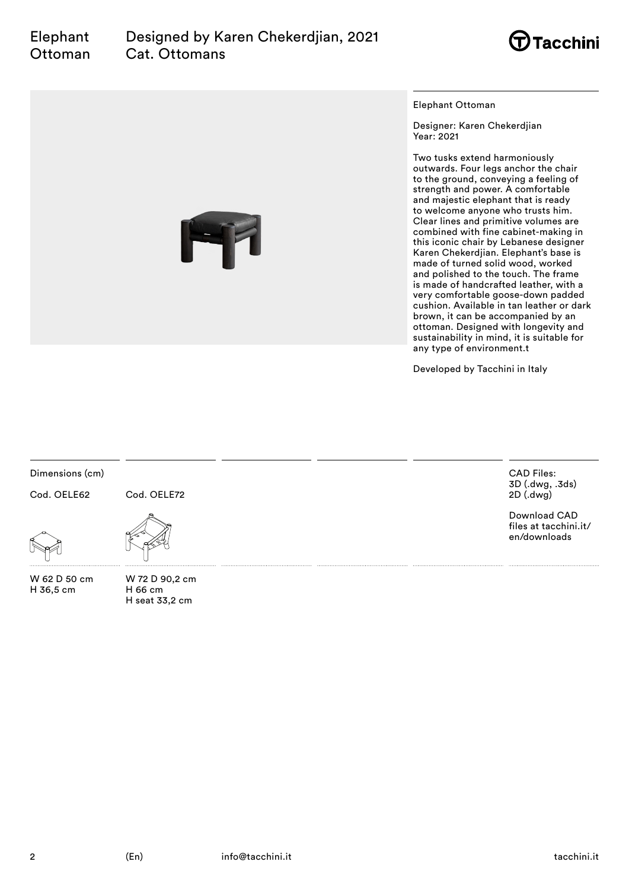# Elephant Ottoman

Designed by Karen Chekerdjian, 2021
Cat. Ottomans

Elephant Ottoman

Designer: Karen Chekerdjian
Year: 2021

Two tusks extend harmoniously outwards. Four legs anchor the chair to the ground, conveying a feeling of strength and power. A comfortable and majestic elephant that is ready to welcome anyone who trusts him. Clear lines and primitive volumes are combined with fine cabinet-making in this iconic chair by Lebanese designer Karen Chekerdjian. Elephant's base is made of turned solid wood, worked and polished to the touch. The frame is made of handcrafted leather, with a very comfortable goose-down padded cushion. Available in tan leather or dark brown, it can be accompanied by an ottoman. Designed with longevity and sustainability in mind, it is suitable for any type of environment.t

Developed by Tacchini in Italy

Dimensions (cm)

| Cod. OELE62 | Cod. OELE72 |
|---|---|
| W 62 D 50 cm<br>H 36,5 cm | W 72 D 90,2 cm<br>H 66 cm<br>H seat 33,2 cm |

CAD Files:
3D (.dwg, .3ds)
2D (.dwg)

Download CAD files at tacchini.it/en/downloads

(En) info@tacchini.it tacchini.it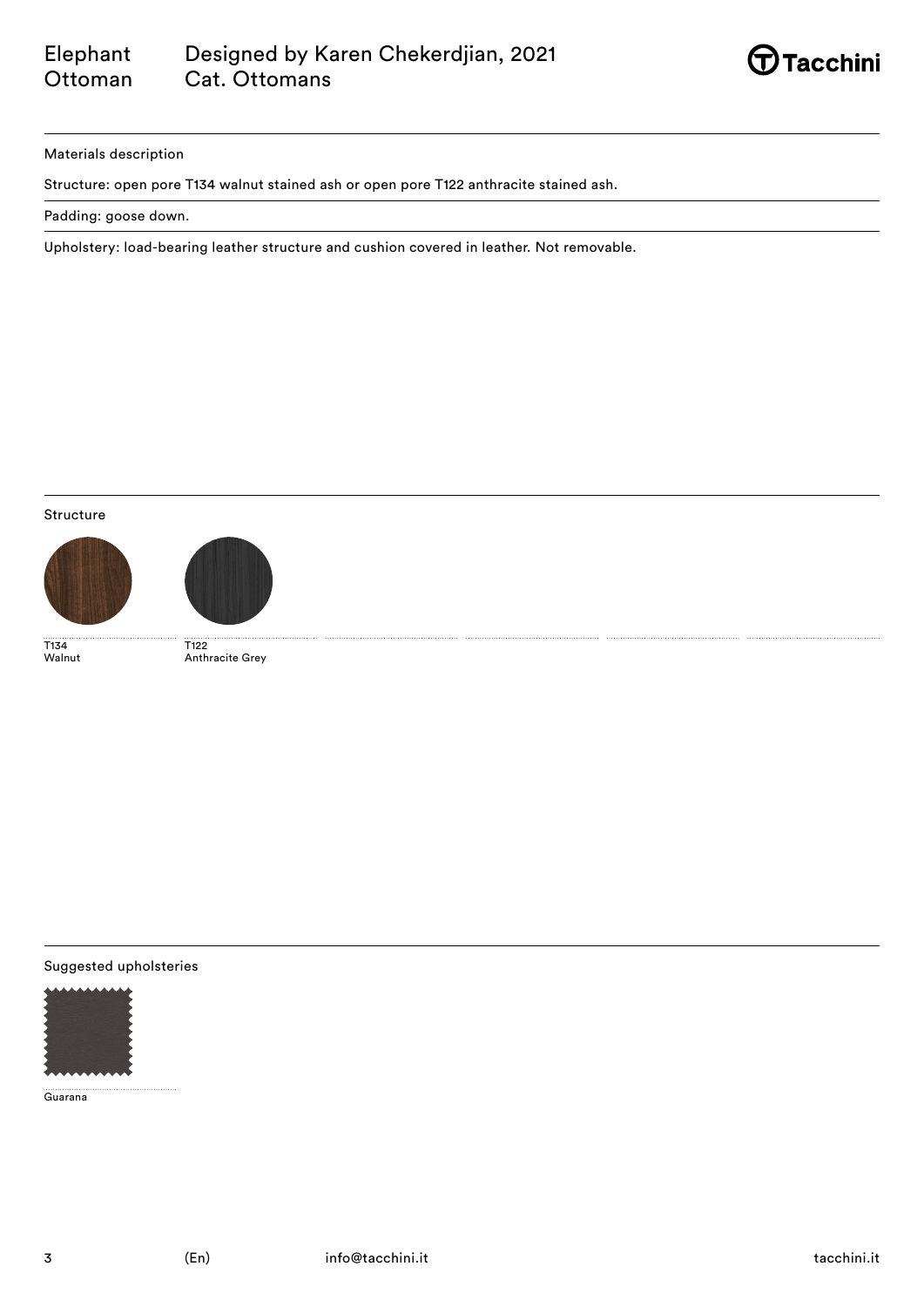Elephant Ottoman — Designed by Karen Chekerdjian, 2021 — Cat. Ottomans

## Materials description

Structure: open pore T134 walnut stained ash or open pore T122 anthracite stained ash.

Padding: goose down.

Upholstery: load-bearing leather structure and cushion covered in leather. Not removable.

## Structure

T134
Walnut

T122
Anthracite Grey

## Suggested upholsteries

Guarana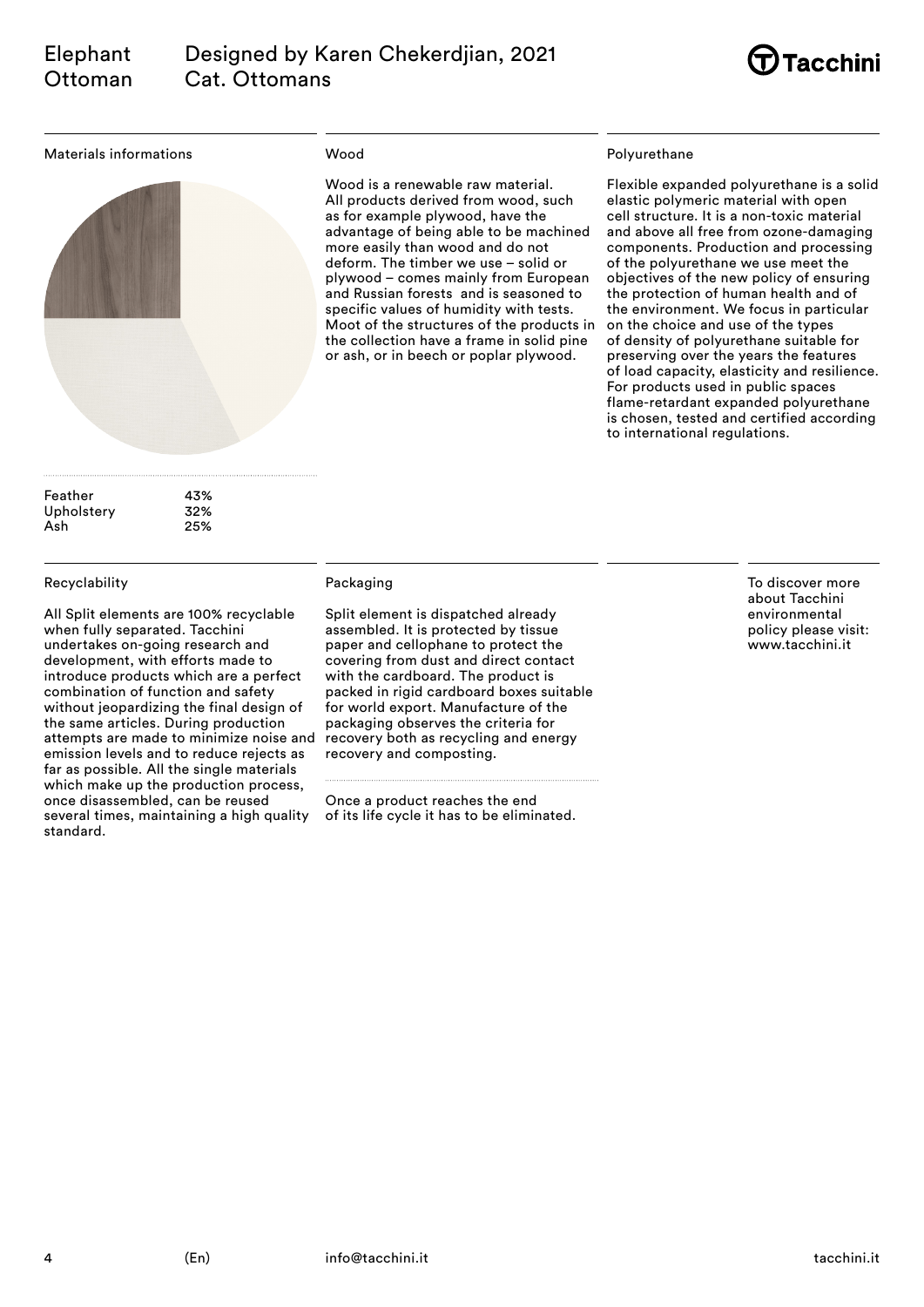# Elephant Ottoman

Designed by Karen Chekerdjian, 2021
Cat. Ottomans

## Materials informations

| Material | Percentage |
| --- | --- |
| Feather | 43% |
| Upholstery | 32% |
| Ash | 25% |

## Wood

Wood is a renewable raw material. All products derived from wood, such as for example plywood, have the advantage of being able to be machined more easily than wood and do not deform. The timber we use – solid or plywood – comes mainly from European and Russian forests and is seasoned to specific values of humidity with tests. Moot of the structures of the products in the collection have a frame in solid pine or ash, or in beech or poplar plywood.

## Polyurethane

Flexible expanded polyurethane is a solid elastic polymeric material with open cell structure. It is a non-toxic material and above all free from ozone-damaging components. Production and processing of the polyurethane we use meet the objectives of the new policy of ensuring the protection of human health and of the environment. We focus in particular on the choice and use of the types of density of polyurethane suitable for preserving over the years the features of load capacity, elasticity and resilience. For products used in public spaces flame-retardant expanded polyurethane is chosen, tested and certified according to international regulations.

## Recyclability

All Split elements are 100% recyclable when fully separated. Tacchini undertakes on-going research and development, with efforts made to introduce products which are a perfect combination of function and safety without jeopardizing the final design of the same articles. During production attempts are made to minimize noise and emission levels and to reduce rejects as far as possible. All the single materials which make up the production process, once disassembled, can be reused several times, maintaining a high quality standard.

## Packaging

Split element is dispatched already assembled. It is protected by tissue paper and cellophane to protect the covering from dust and direct contact with the cardboard. The product is packed in rigid cardboard boxes suitable for world export. Manufacture of the packaging observes the criteria for recovery both as recycling and energy recovery and composting.

Once a product reaches the end of its life cycle it has to be eliminated.

To discover more about Tacchini environmental policy please visit: www.tacchini.it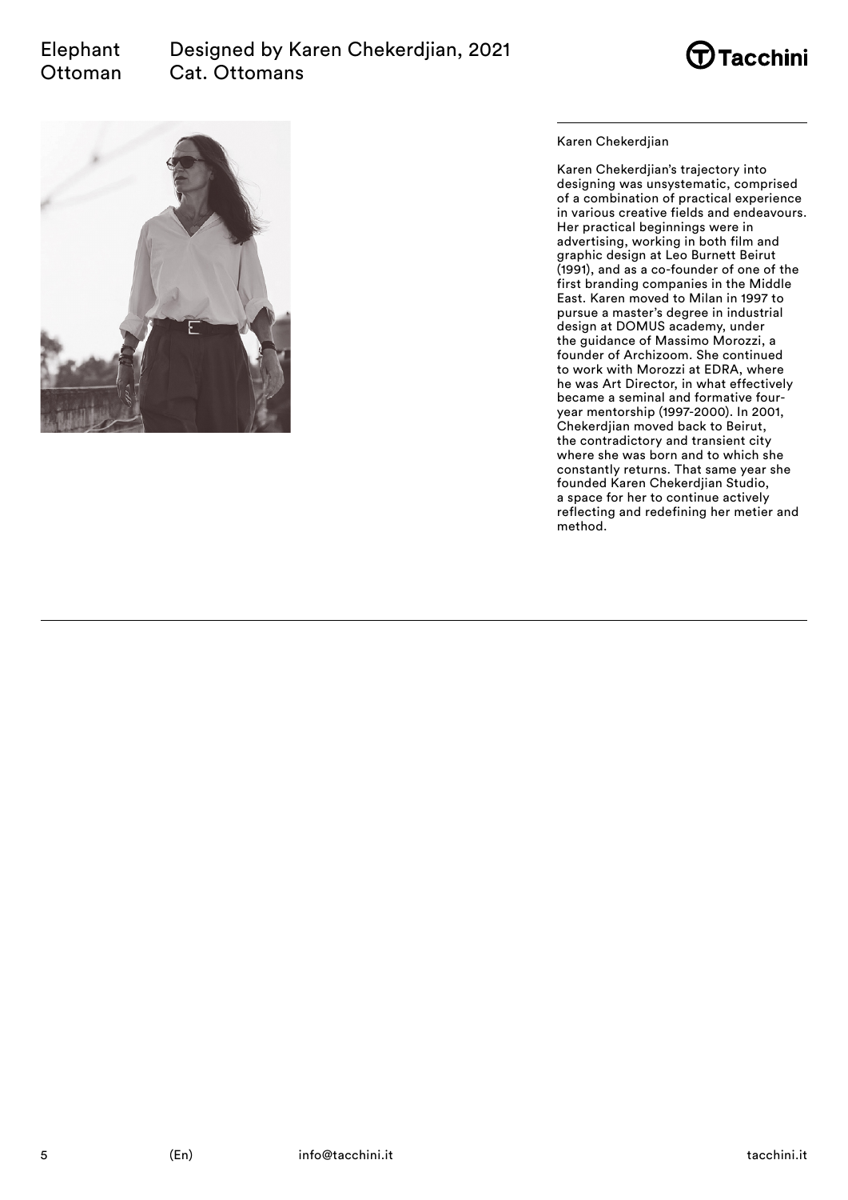## Karen Chekerdjian

Karen Chekerdjian's trajectory into designing was unsystematic, comprised of a combination of practical experience in various creative fields and endeavours. Her practical beginnings were in advertising, working in both film and graphic design at Leo Burnett Beirut (1991), and as a co-founder of one of the first branding companies in the Middle East. Karen moved to Milan in 1997 to pursue a master's degree in industrial design at DOMUS academy, under the guidance of Massimo Morozzi, a founder of Archizoom. She continued to work with Morozzi at EDRA, where he was Art Director, in what effectively became a seminal and formative four-year mentorship (1997-2000). In 2001, Chekerdjian moved back to Beirut, the contradictory and transient city where she was born and to which she constantly returns. That same year she founded Karen Chekerdjian Studio, a space for her to continue actively reflecting and redefining her metier and method.